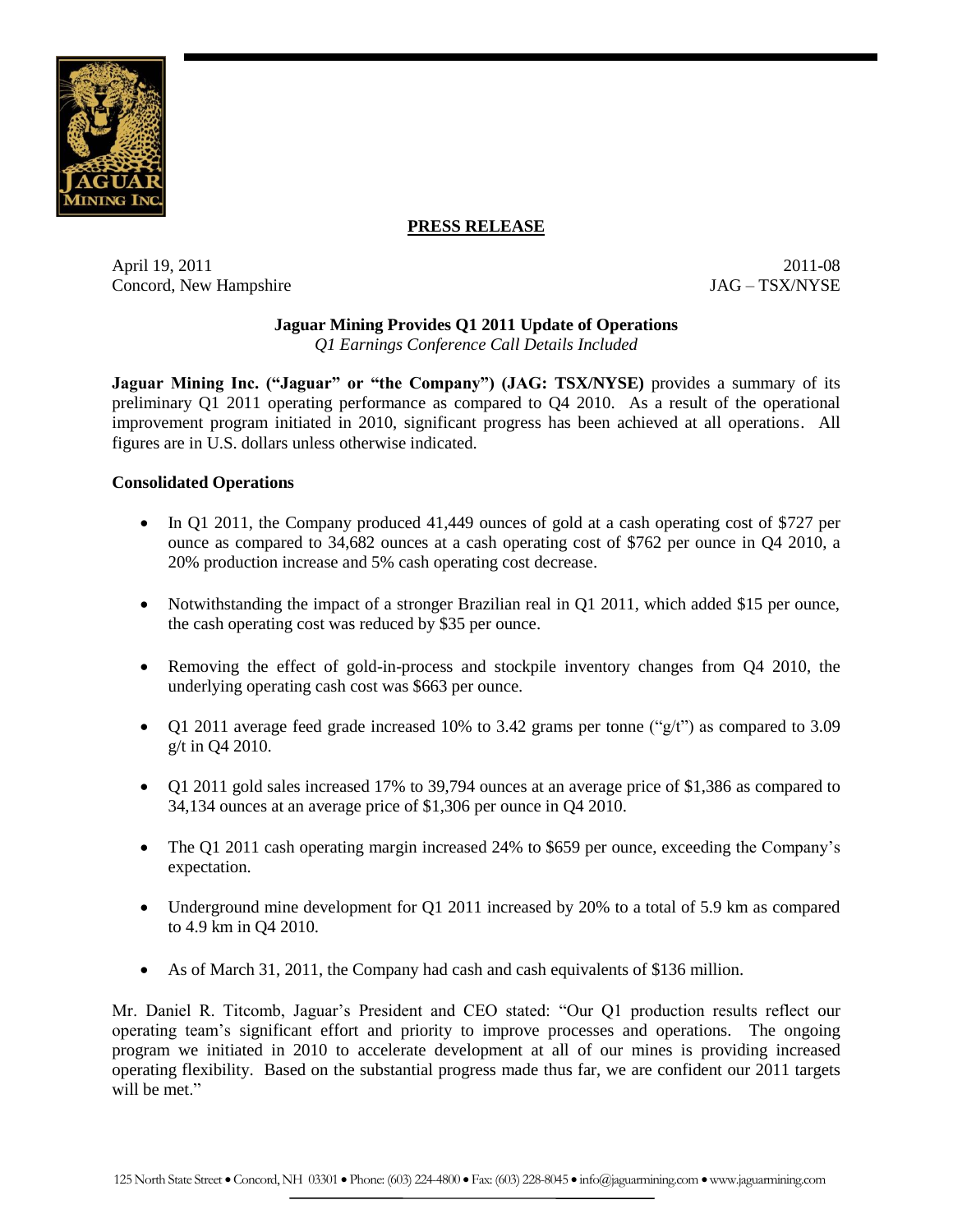**PRESS RELEASE**

April 19, 2011
Concord, New Hampshire

2011-08
JAG – TSX/NYSE

# Jaguar Mining Provides Q1 2011 Update of Operations

*Q1 Earnings Conference Call Details Included*

**Jaguar Mining Inc. ("Jaguar" or "the Company") (JAG: TSX/NYSE)** provides a summary of its preliminary Q1 2011 operating performance as compared to Q4 2010. As a result of the operational improvement program initiated in 2010, significant progress has been achieved at all operations. All figures are in U.S. dollars unless otherwise indicated.

## Consolidated Operations

- In Q1 2011, the Company produced 41,449 ounces of gold at a cash operating cost of $727 per ounce as compared to 34,682 ounces at a cash operating cost of $762 per ounce in Q4 2010, a 20% production increase and 5% cash operating cost decrease.
- Notwithstanding the impact of a stronger Brazilian real in Q1 2011, which added $15 per ounce, the cash operating cost was reduced by $35 per ounce.
- Removing the effect of gold-in-process and stockpile inventory changes from Q4 2010, the underlying operating cash cost was $663 per ounce.
- Q1 2011 average feed grade increased 10% to 3.42 grams per tonne ("g/t") as compared to 3.09 g/t in Q4 2010.
- Q1 2011 gold sales increased 17% to 39,794 ounces at an average price of $1,386 as compared to 34,134 ounces at an average price of $1,306 per ounce in Q4 2010.
- The Q1 2011 cash operating margin increased 24% to $659 per ounce, exceeding the Company's expectation.
- Underground mine development for Q1 2011 increased by 20% to a total of 5.9 km as compared to 4.9 km in Q4 2010.
- As of March 31, 2011, the Company had cash and cash equivalents of $136 million.

Mr. Daniel R. Titcomb, Jaguar's President and CEO stated: "Our Q1 production results reflect our operating team's significant effort and priority to improve processes and operations. The ongoing program we initiated in 2010 to accelerate development at all of our mines is providing increased operating flexibility. Based on the substantial progress made thus far, we are confident our 2011 targets will be met."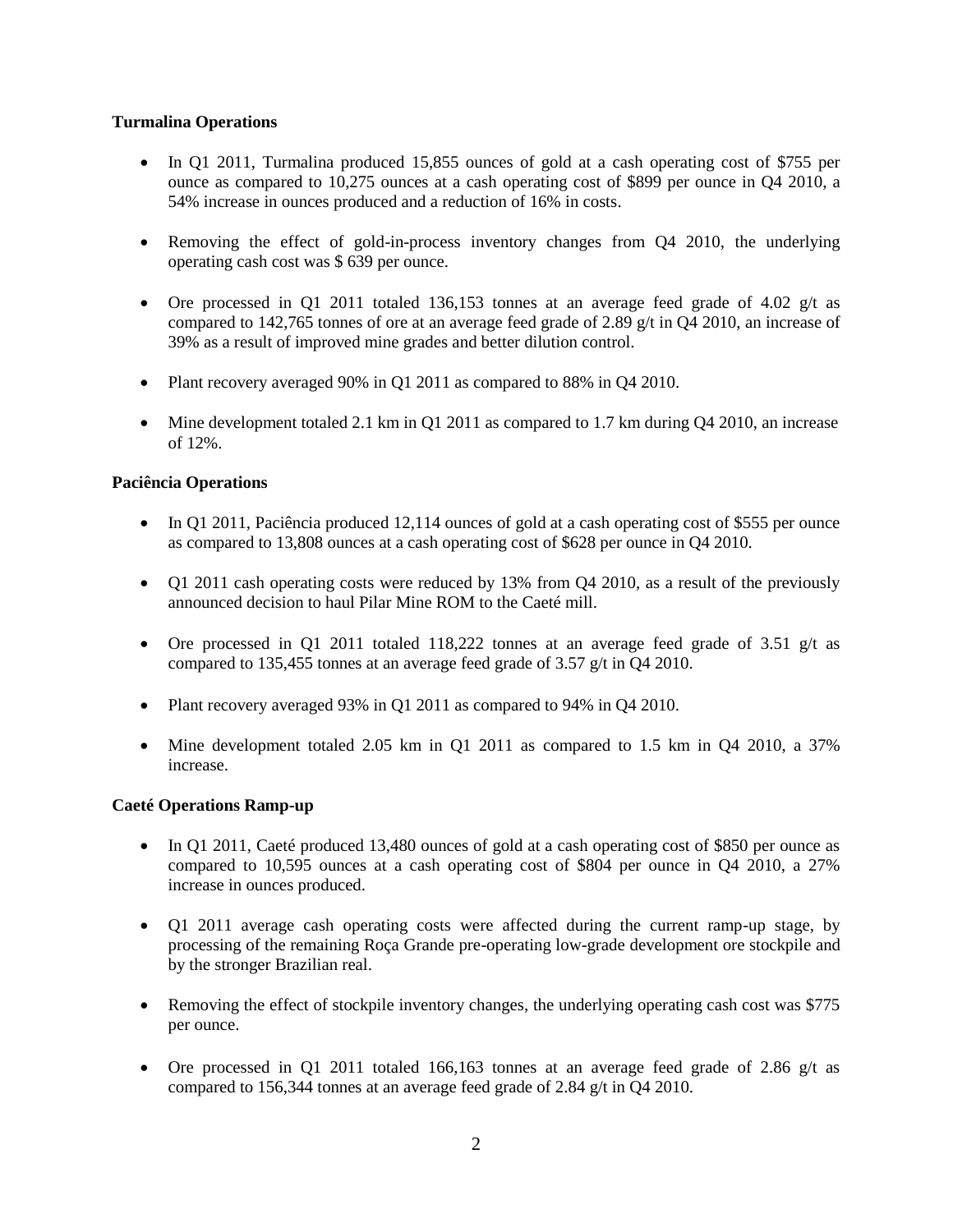**Turmalina Operations**

- In Q1 2011, Turmalina produced 15,855 ounces of gold at a cash operating cost of $755 per ounce as compared to 10,275 ounces at a cash operating cost of $899 per ounce in Q4 2010, a 54% increase in ounces produced and a reduction of 16% in costs.
- Removing the effect of gold-in-process inventory changes from Q4 2010, the underlying operating cash cost was $ 639 per ounce.
- Ore processed in Q1 2011 totaled 136,153 tonnes at an average feed grade of 4.02 g/t as compared to 142,765 tonnes of ore at an average feed grade of 2.89 g/t in Q4 2010, an increase of 39% as a result of improved mine grades and better dilution control.
- Plant recovery averaged 90% in Q1 2011 as compared to 88% in Q4 2010.
- Mine development totaled 2.1 km in Q1 2011 as compared to 1.7 km during Q4 2010, an increase of 12%.

**Paciência Operations**

- In Q1 2011, Paciência produced 12,114 ounces of gold at a cash operating cost of $555 per ounce as compared to 13,808 ounces at a cash operating cost of $628 per ounce in Q4 2010.
- Q1 2011 cash operating costs were reduced by 13% from Q4 2010, as a result of the previously announced decision to haul Pilar Mine ROM to the Caeté mill.
- Ore processed in Q1 2011 totaled 118,222 tonnes at an average feed grade of 3.51 g/t as compared to 135,455 tonnes at an average feed grade of 3.57 g/t in Q4 2010.
- Plant recovery averaged 93% in Q1 2011 as compared to 94% in Q4 2010.
- Mine development totaled 2.05 km in Q1 2011 as compared to 1.5 km in Q4 2010, a 37% increase.

**Caeté Operations Ramp-up**

- In Q1 2011, Caeté produced 13,480 ounces of gold at a cash operating cost of $850 per ounce as compared to 10,595 ounces at a cash operating cost of $804 per ounce in Q4 2010, a 27% increase in ounces produced.
- Q1 2011 average cash operating costs were affected during the current ramp-up stage, by processing of the remaining Roça Grande pre-operating low-grade development ore stockpile and by the stronger Brazilian real.
- Removing the effect of stockpile inventory changes, the underlying operating cash cost was $775 per ounce.
- Ore processed in Q1 2011 totaled 166,163 tonnes at an average feed grade of 2.86 g/t as compared to 156,344 tonnes at an average feed grade of 2.84 g/t in Q4 2010.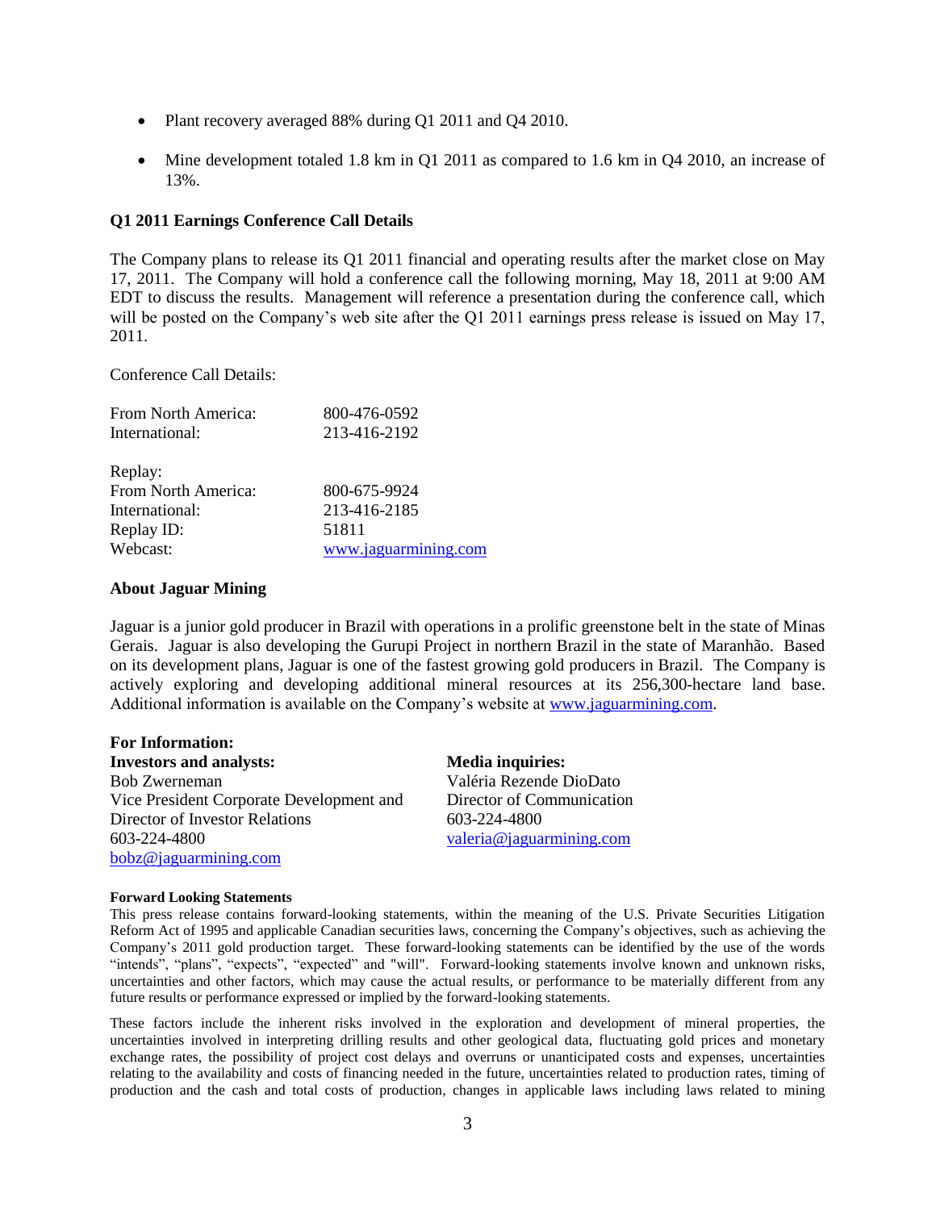- Plant recovery averaged 88% during Q1 2011 and Q4 2010.
- Mine development totaled 1.8 km in Q1 2011 as compared to 1.6 km in Q4 2010, an increase of 13%.

**Q1 2011 Earnings Conference Call Details**

The Company plans to release its Q1 2011 financial and operating results after the market close on May 17, 2011. The Company will hold a conference call the following morning, May 18, 2011 at 9:00 AM EDT to discuss the results. Management will reference a presentation during the conference call, which will be posted on the Company's web site after the Q1 2011 earnings press release is issued on May 17, 2011.

Conference Call Details:

| | |
|---|---|
| From North America: | 800-476-0592 |
| International: | 213-416-2192 |
| | |
| Replay: | |
| From North America: | 800-675-9924 |
| International: | 213-416-2185 |
| Replay ID: | 51811 |
| Webcast: | www.jaguarmining.com |

**About Jaguar Mining**

Jaguar is a junior gold producer in Brazil with operations in a prolific greenstone belt in the state of Minas Gerais. Jaguar is also developing the Gurupi Project in northern Brazil in the state of Maranhão. Based on its development plans, Jaguar is one of the fastest growing gold producers in Brazil. The Company is actively exploring and developing additional mineral resources at its 256,300-hectare land base. Additional information is available on the Company's website at www.jaguarmining.com.

**For Information:**

**Investors and analysts:**
Bob Zwerneman
Vice President Corporate Development and Director of Investor Relations
603-224-4800
bobz@jaguarmining.com

**Media inquiries:**
Valéria Rezende DioDato
Director of Communication
603-224-4800
valeria@jaguarmining.com

**Forward Looking Statements**

This press release contains forward-looking statements, within the meaning of the U.S. Private Securities Litigation Reform Act of 1995 and applicable Canadian securities laws, concerning the Company's objectives, such as achieving the Company's 2011 gold production target. These forward-looking statements can be identified by the use of the words "intends", "plans", "expects", "expected" and "will". Forward-looking statements involve known and unknown risks, uncertainties and other factors, which may cause the actual results, or performance to be materially different from any future results or performance expressed or implied by the forward-looking statements.

These factors include the inherent risks involved in the exploration and development of mineral properties, the uncertainties involved in interpreting drilling results and other geological data, fluctuating gold prices and monetary exchange rates, the possibility of project cost delays and overruns or unanticipated costs and expenses, uncertainties relating to the availability and costs of financing needed in the future, uncertainties related to production rates, timing of production and the cash and total costs of production, changes in applicable laws including laws related to mining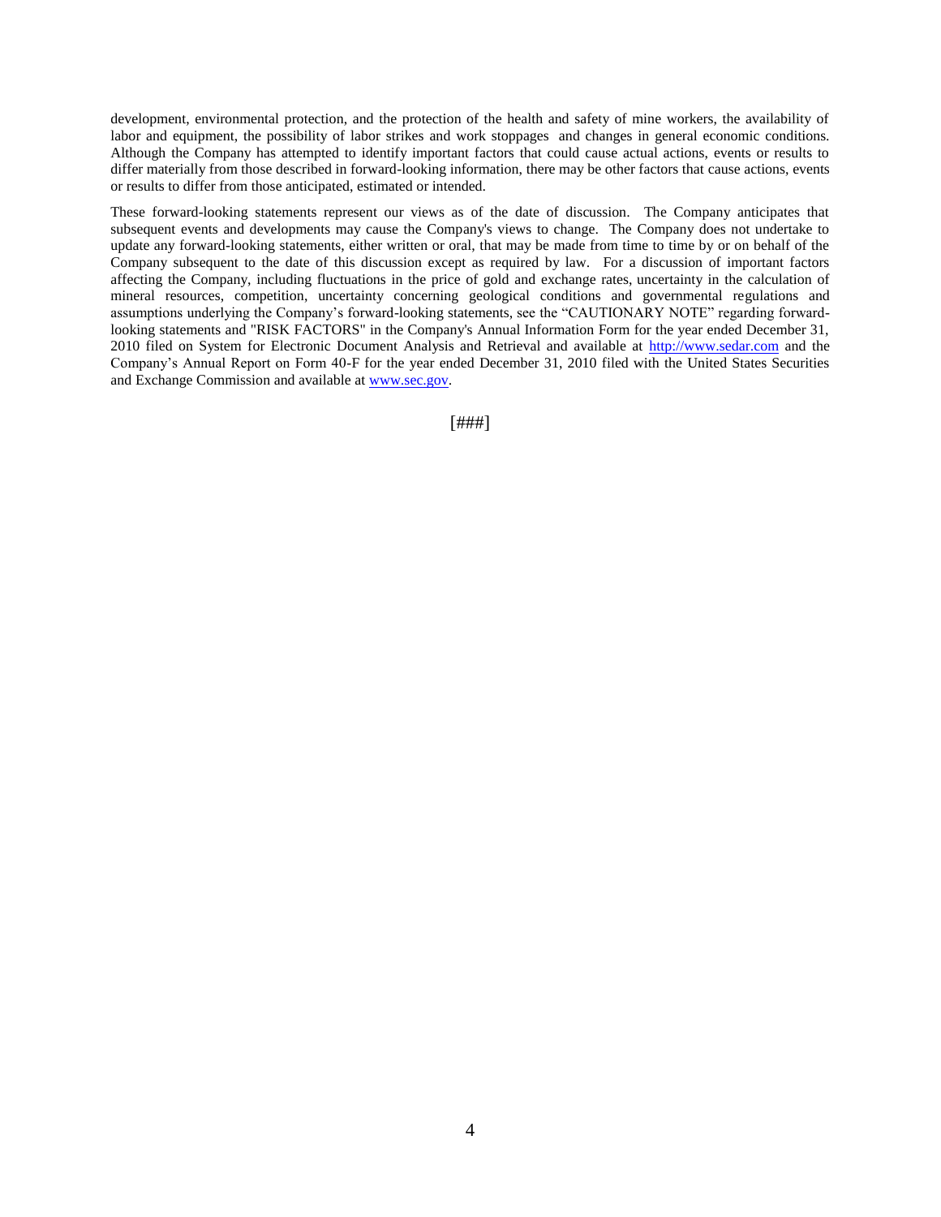development, environmental protection, and the protection of the health and safety of mine workers, the availability of labor and equipment, the possibility of labor strikes and work stoppages and changes in general economic conditions. Although the Company has attempted to identify important factors that could cause actual actions, events or results to differ materially from those described in forward-looking information, there may be other factors that cause actions, events or results to differ from those anticipated, estimated or intended.

These forward-looking statements represent our views as of the date of discussion. The Company anticipates that subsequent events and developments may cause the Company's views to change. The Company does not undertake to update any forward-looking statements, either written or oral, that may be made from time to time by or on behalf of the Company subsequent to the date of this discussion except as required by law. For a discussion of important factors affecting the Company, including fluctuations in the price of gold and exchange rates, uncertainty in the calculation of mineral resources, competition, uncertainty concerning geological conditions and governmental regulations and assumptions underlying the Company's forward-looking statements, see the "CAUTIONARY NOTE" regarding forward-looking statements and "RISK FACTORS" in the Company's Annual Information Form for the year ended December 31, 2010 filed on System for Electronic Document Analysis and Retrieval and available at http://www.sedar.com and the Company's Annual Report on Form 40-F for the year ended December 31, 2010 filed with the United States Securities and Exchange Commission and available at www.sec.gov.

[###]